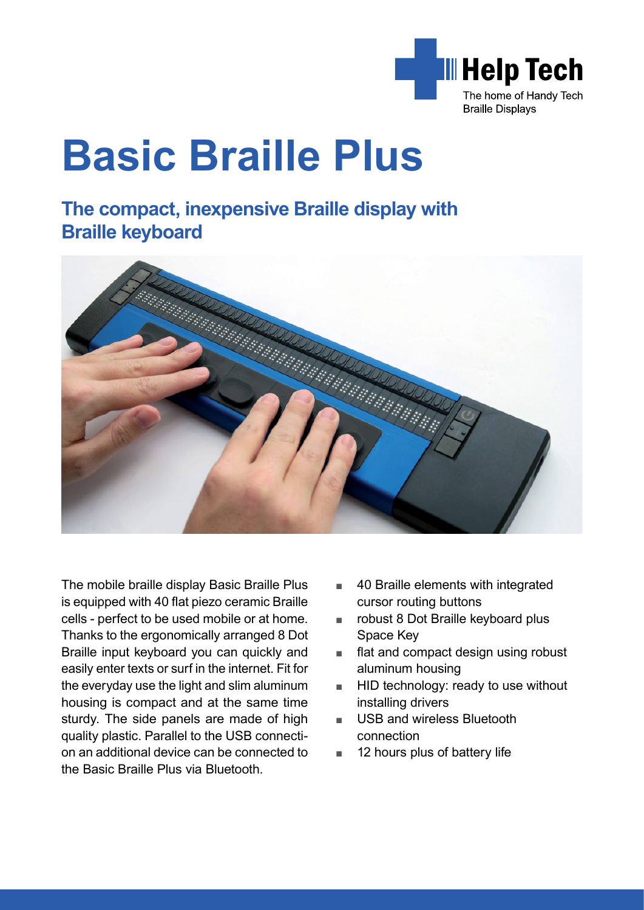Help Tech

The home of Handy Tech Braille Displays

# Basic Braille Plus

## The compact, inexpensive Braille display with Braille keyboard

The mobile braille display Basic Braille Plus is equipped with 40 flat piezo ceramic Braille cells - perfect to be used mobile or at home. Thanks to the ergonomically arranged 8 Dot Braille input keyboard you can quickly and easily enter texts or surf in the internet. Fit for the everyday use the light and slim aluminum housing is compact and at the same time sturdy. The side panels are made of high quality plastic. Parallel to the USB connection an additional device can be connected to the Basic Braille Plus via Bluetooth.

- 40 Braille elements with integrated cursor routing buttons
- robust 8 Dot Braille keyboard plus Space Key
- flat and compact design using robust aluminum housing
- HID technology: ready to use without installing drivers
- USB and wireless Bluetooth connection
- 12 hours plus of battery life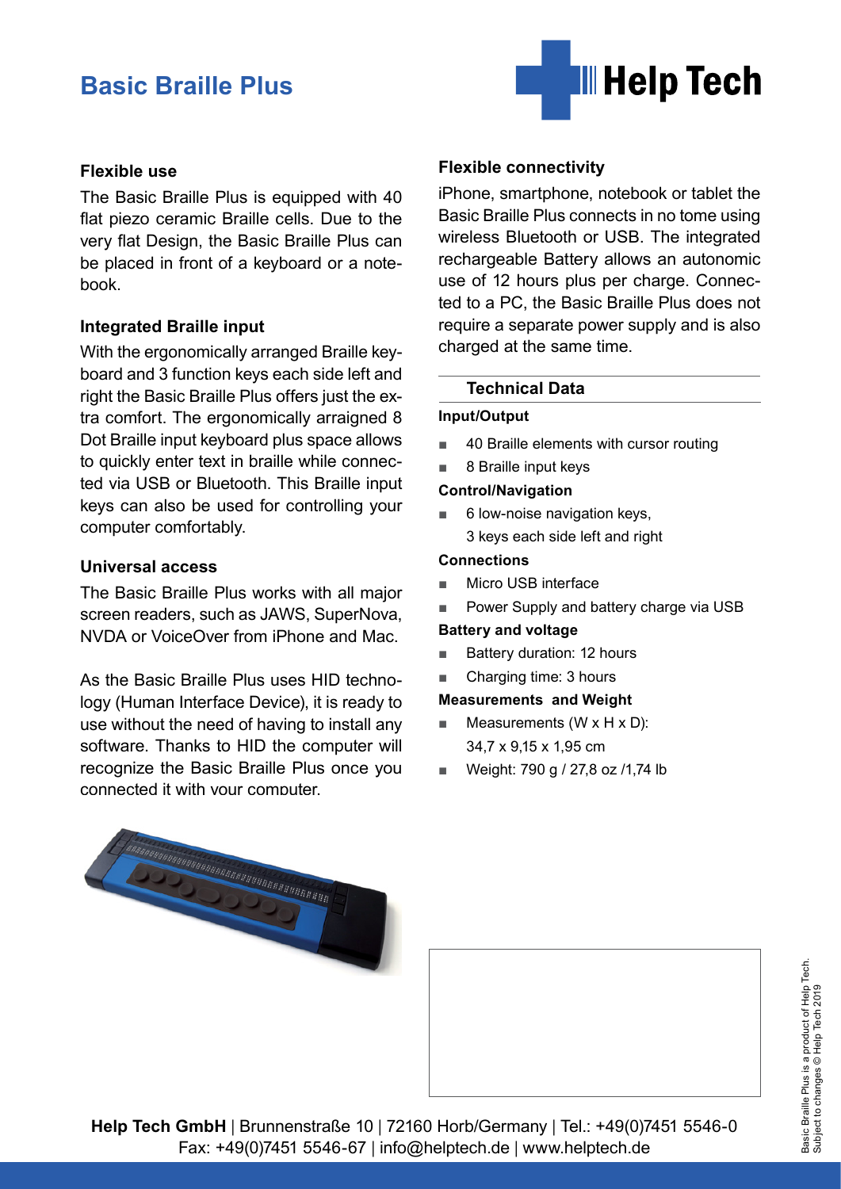# Basic Braille Plus

### Flexible use

The Basic Braille Plus is equipped with 40 flat piezo ceramic Braille cells. Due to the very flat Design, the Basic Braille Plus can be placed in front of a keyboard or a notebook.

### Integrated Braille input

With the ergonomically arranged Braille keyboard and 3 function keys each side left and right the Basic Braille Plus offers just the extra comfort. The ergonomically arraigned 8 Dot Braille input keyboard plus space allows to quickly enter text in braille while connected via USB or Bluetooth. This Braille input keys can also be used for controlling your computer comfortably.

### Universal access

The Basic Braille Plus works with all major screen readers, such as JAWS, SuperNova, NVDA or VoiceOver from iPhone and Mac.

As the Basic Braille Plus uses HID technology (Human Interface Device), it is ready to use without the need of having to install any software. Thanks to HID the computer will recognize the Basic Braille Plus once you connected it with your computer.

### Flexible connectivity

iPhone, smartphone, notebook or tablet the Basic Braille Plus connects in no tome using wireless Bluetooth or USB. The integrated rechargeable Battery allows an autonomic use of 12 hours plus per charge. Connected to a PC, the Basic Braille Plus does not require a separate power supply and is also charged at the same time.

## Technical Data

**Input/Output**

- 40 Braille elements with cursor routing
- 8 Braille input keys

**Control/Navigation**

- 6 low-noise navigation keys,
  3 keys each side left and right

**Connections**

- Micro USB interface
- Power Supply and battery charge via USB

**Battery and voltage**

- Battery duration: 12 hours
- Charging time: 3 hours

**Measurements and Weight**

- Measurements (W x H x D):
  34,7 x 9,15 x 1,95 cm
- Weight: 790 g / 27,8 oz /1,74 lb

Basic Braille Plus is a product of Help Tech.
Subject to changes © Help Tech 2019

**Help Tech GmbH** | Brunnenstraße 10 | 72160 Horb/Germany | Tel.: +49(0)7451 5546-0
Fax: +49(0)7451 5546-67 | info@helptech.de | www.helptech.de